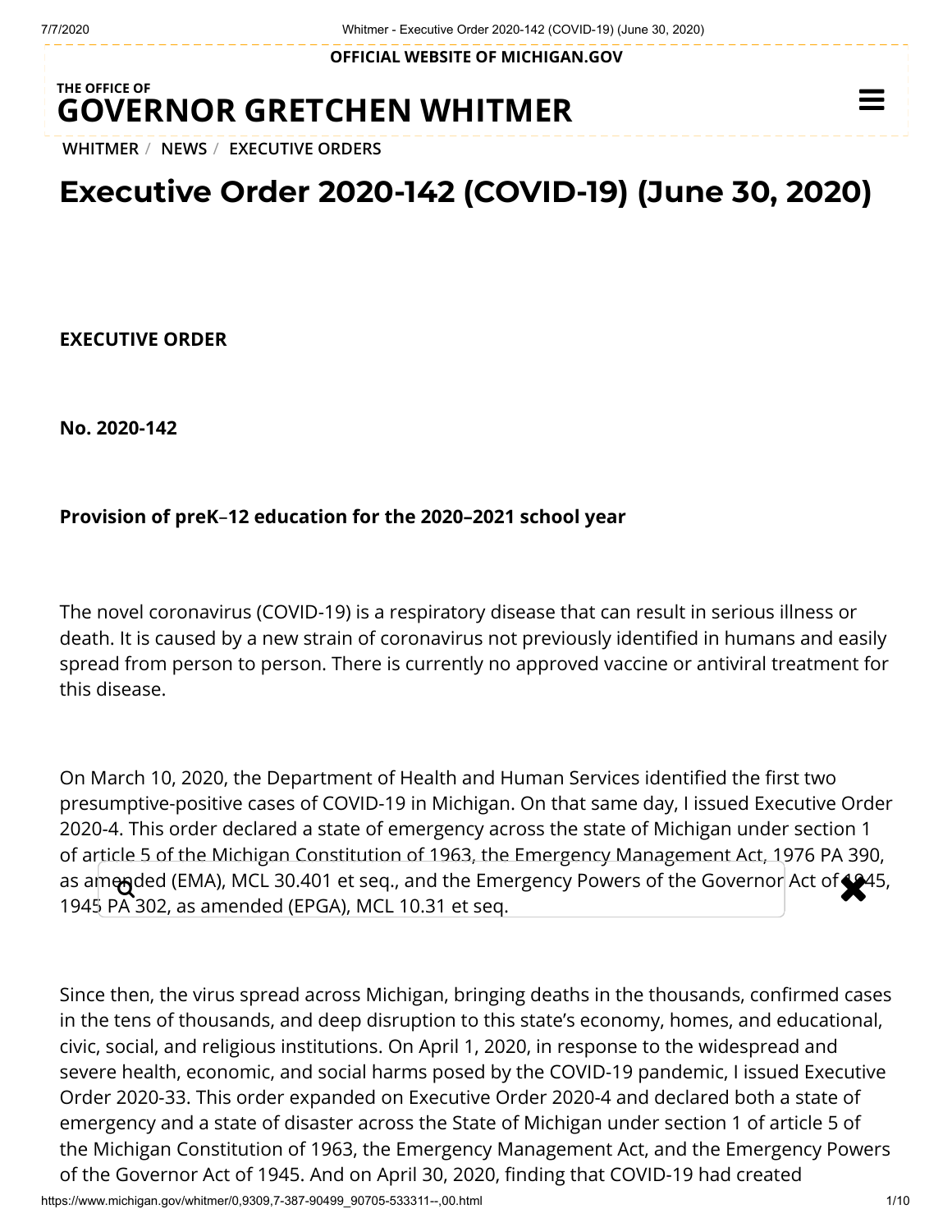# Executive Order 2020-142 (COVID-19) (June 30, 2020)

**EXECUTIVE ORDER**

**No. 2020-142**

**Provision of preK–12 education for the 2020–2021 school year**

The novel coronavirus (COVID-19) is a respiratory disease that can result in serious illness or death. It is caused by a new strain of coronavirus not previously identified in humans and easily spread from person to person. There is currently no approved vaccine or antiviral treatment for this disease.

On March 10, 2020, the Department of Health and Human Services identified the first two presumptive-positive cases of COVID-19 in Michigan. On that same day, I issued Executive Order 2020-4. This order declared a state of emergency across the state of Michigan under section 1 of article 5 of the Michigan Constitution of 1963, the Emergency Management Act, 1976 PA 390, as amended (EMA), MCL 30.401 et seq., and the Emergency Powers of the Governor Act of 1945, 1945 PA 302, as amended (EPGA), MCL 10.31 et seq.

Since then, the virus spread across Michigan, bringing deaths in the thousands, confirmed cases in the tens of thousands, and deep disruption to this state's economy, homes, and educational, civic, social, and religious institutions. On April 1, 2020, in response to the widespread and severe health, economic, and social harms posed by the COVID-19 pandemic, I issued Executive Order 2020-33. This order expanded on Executive Order 2020-4 and declared both a state of emergency and a state of disaster across the State of Michigan under section 1 of article 5 of the Michigan Constitution of 1963, the Emergency Management Act, and the Emergency Powers of the Governor Act of 1945. And on April 30, 2020, finding that COVID-19 had created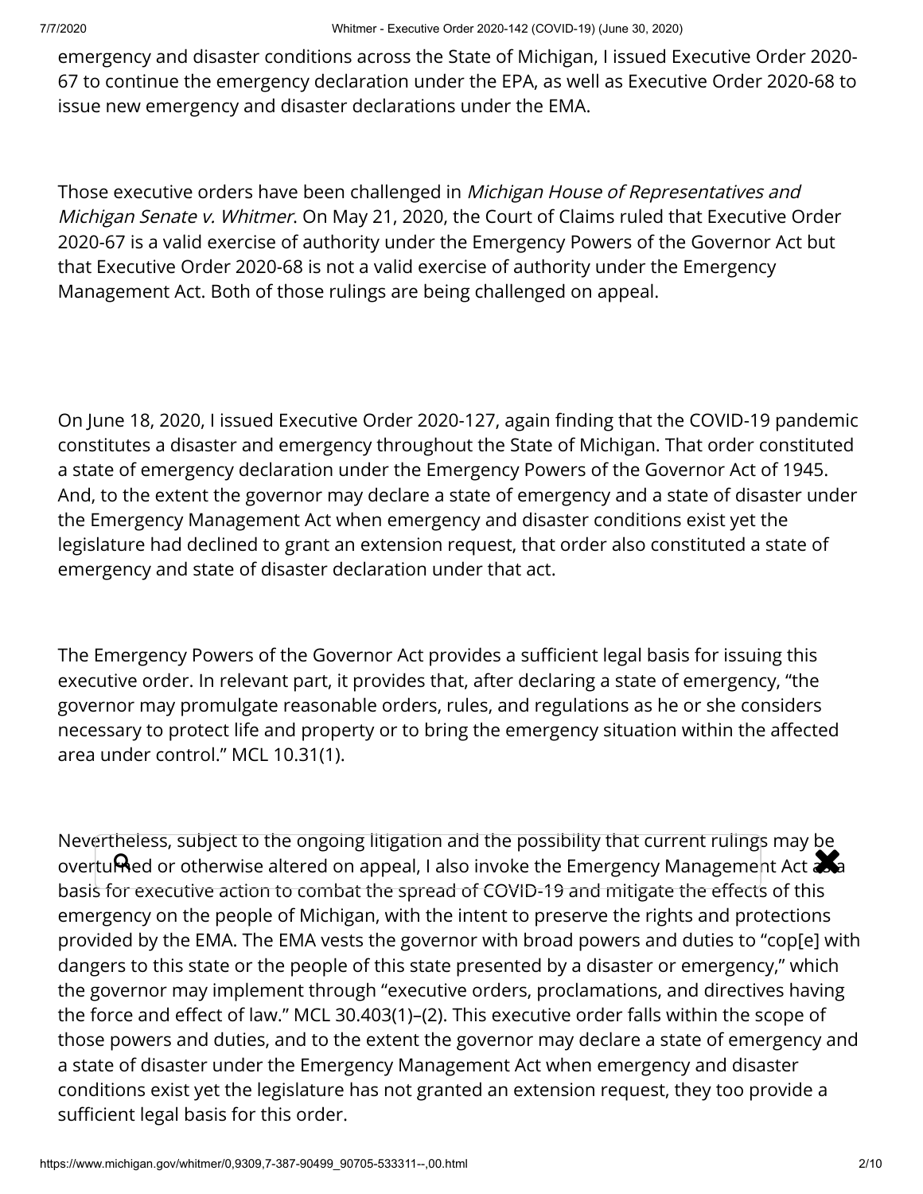emergency and disaster conditions across the State of Michigan, I issued Executive Order 2020-67 to continue the emergency declaration under the EPA, as well as Executive Order 2020-68 to issue new emergency and disaster declarations under the EMA.

Those executive orders have been challenged in *Michigan House of Representatives and Michigan Senate v. Whitmer*. On May 21, 2020, the Court of Claims ruled that Executive Order 2020-67 is a valid exercise of authority under the Emergency Powers of the Governor Act but that Executive Order 2020-68 is not a valid exercise of authority under the Emergency Management Act. Both of those rulings are being challenged on appeal.

On June 18, 2020, I issued Executive Order 2020-127, again finding that the COVID-19 pandemic constitutes a disaster and emergency throughout the State of Michigan. That order constituted a state of emergency declaration under the Emergency Powers of the Governor Act of 1945. And, to the extent the governor may declare a state of emergency and a state of disaster under the Emergency Management Act when emergency and disaster conditions exist yet the legislature had declined to grant an extension request, that order also constituted a state of emergency and state of disaster declaration under that act.

The Emergency Powers of the Governor Act provides a sufficient legal basis for issuing this executive order. In relevant part, it provides that, after declaring a state of emergency, "the governor may promulgate reasonable orders, rules, and regulations as he or she considers necessary to protect life and property or to bring the emergency situation within the affected area under control." MCL 10.31(1).

Nevertheless, subject to the ongoing litigation and the possibility that current rulings may be overturned or otherwise altered on appeal, I also invoke the Emergency Management Act as a basis for executive action to combat the spread of COVID-19 and mitigate the effects of this emergency on the people of Michigan, with the intent to preserve the rights and protections provided by the EMA. The EMA vests the governor with broad powers and duties to "cop[e] with dangers to this state or the people of this state presented by a disaster or emergency," which the governor may implement through "executive orders, proclamations, and directives having the force and effect of law." MCL 30.403(1)–(2). This executive order falls within the scope of those powers and duties, and to the extent the governor may declare a state of emergency and a state of disaster under the Emergency Management Act when emergency and disaster conditions exist yet the legislature has not granted an extension request, they too provide a sufficient legal basis for this order.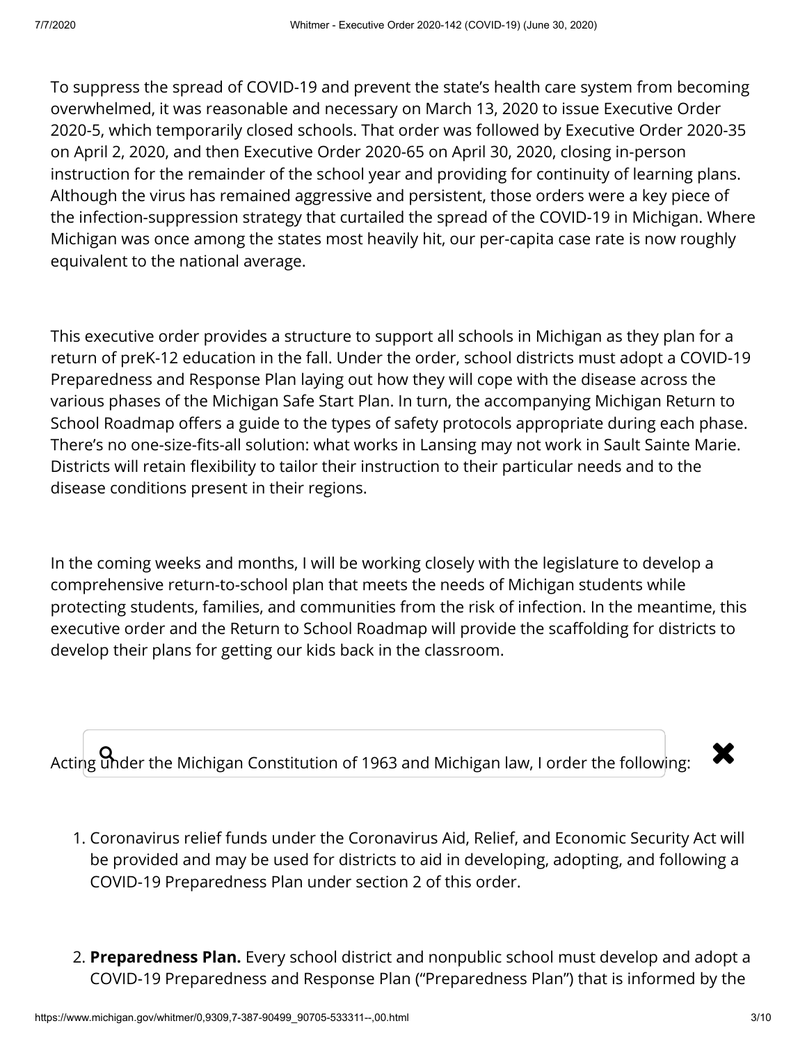To suppress the spread of COVID-19 and prevent the state's health care system from becoming overwhelmed, it was reasonable and necessary on March 13, 2020 to issue Executive Order 2020-5, which temporarily closed schools. That order was followed by Executive Order 2020-35 on April 2, 2020, and then Executive Order 2020-65 on April 30, 2020, closing in-person instruction for the remainder of the school year and providing for continuity of learning plans. Although the virus has remained aggressive and persistent, those orders were a key piece of the infection-suppression strategy that curtailed the spread of the COVID-19 in Michigan. Where Michigan was once among the states most heavily hit, our per-capita case rate is now roughly equivalent to the national average.

This executive order provides a structure to support all schools in Michigan as they plan for a return of preK-12 education in the fall. Under the order, school districts must adopt a COVID-19 Preparedness and Response Plan laying out how they will cope with the disease across the various phases of the Michigan Safe Start Plan. In turn, the accompanying Michigan Return to School Roadmap offers a guide to the types of safety protocols appropriate during each phase. There's no one-size-fits-all solution: what works in Lansing may not work in Sault Sainte Marie. Districts will retain flexibility to tailor their instruction to their particular needs and to the disease conditions present in their regions.

In the coming weeks and months, I will be working closely with the legislature to develop a comprehensive return-to-school plan that meets the needs of Michigan students while protecting students, families, and communities from the risk of infection. In the meantime, this executive order and the Return to School Roadmap will provide the scaffolding for districts to develop their plans for getting our kids back in the classroom.

Acting under the Michigan Constitution of 1963 and Michigan law, I order the following:

1. Coronavirus relief funds under the Coronavirus Aid, Relief, and Economic Security Act will be provided and may be used for districts to aid in developing, adopting, and following a COVID-19 Preparedness Plan under section 2 of this order.

2. **Preparedness Plan.** Every school district and nonpublic school must develop and adopt a COVID-19 Preparedness and Response Plan ("Preparedness Plan") that is informed by the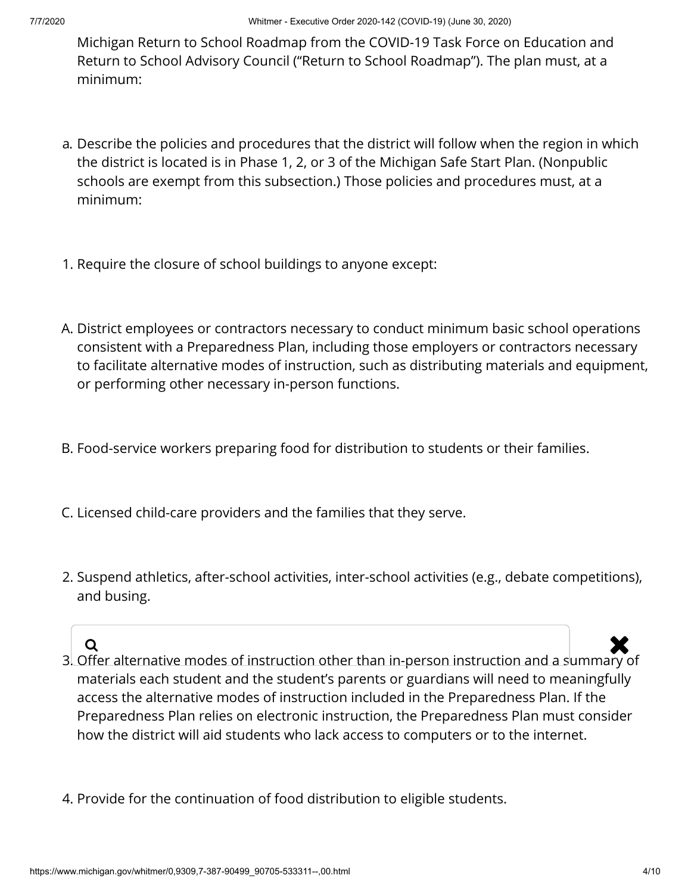Michigan Return to School Roadmap from the COVID-19 Task Force on Education and Return to School Advisory Council ("Return to School Roadmap"). The plan must, at a minimum:

a. Describe the policies and procedures that the district will follow when the region in which the district is located is in Phase 1, 2, or 3 of the Michigan Safe Start Plan. (Nonpublic schools are exempt from this subsection.) Those policies and procedures must, at a minimum:

1. Require the closure of school buildings to anyone except:

A. District employees or contractors necessary to conduct minimum basic school operations consistent with a Preparedness Plan, including those employers or contractors necessary to facilitate alternative modes of instruction, such as distributing materials and equipment, or performing other necessary in-person functions.

B. Food-service workers preparing food for distribution to students or their families.

C. Licensed child-care providers and the families that they serve.

2. Suspend athletics, after-school activities, inter-school activities (e.g., debate competitions), and busing.

3. Offer alternative modes of instruction other than in-person instruction and a summary of materials each student and the student's parents or guardians will need to meaningfully access the alternative modes of instruction included in the Preparedness Plan. If the Preparedness Plan relies on electronic instruction, the Preparedness Plan must consider how the district will aid students who lack access to computers or to the internet.

4. Provide for the continuation of food distribution to eligible students.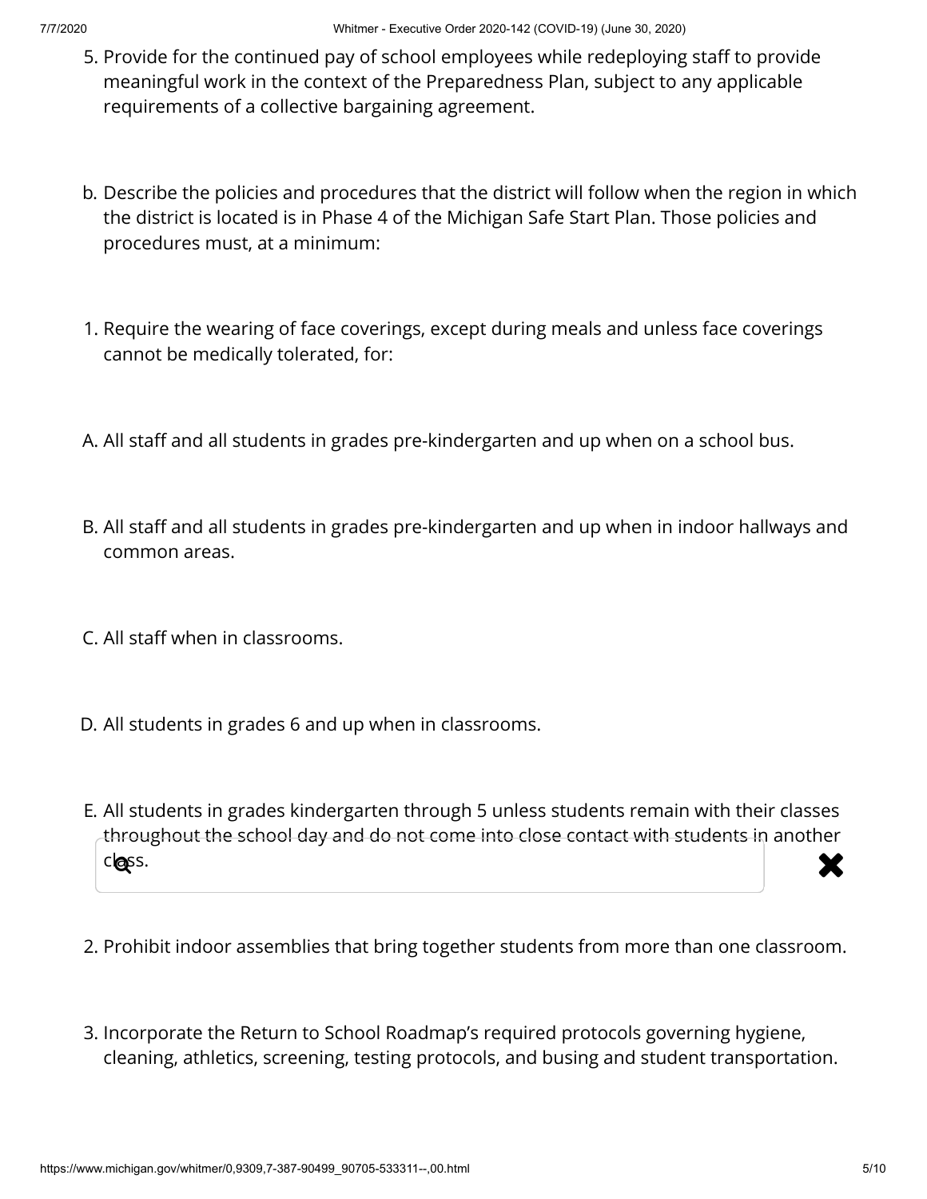5. Provide for the continued pay of school employees while redeploying staff to provide meaningful work in the context of the Preparedness Plan, subject to any applicable requirements of a collective bargaining agreement.

b. Describe the policies and procedures that the district will follow when the region in which the district is located is in Phase 4 of the Michigan Safe Start Plan. Those policies and procedures must, at a minimum:

1. Require the wearing of face coverings, except during meals and unless face coverings cannot be medically tolerated, for:

A. All staff and all students in grades pre-kindergarten and up when on a school bus.

B. All staff and all students in grades pre-kindergarten and up when in indoor hallways and common areas.

C. All staff when in classrooms.

D. All students in grades 6 and up when in classrooms.

E. All students in grades kindergarten through 5 unless students remain with their classes throughout the school day and do not come into close contact with students in another class.

2. Prohibit indoor assemblies that bring together students from more than one classroom.

3. Incorporate the Return to School Roadmap's required protocols governing hygiene, cleaning, athletics, screening, testing protocols, and busing and student transportation.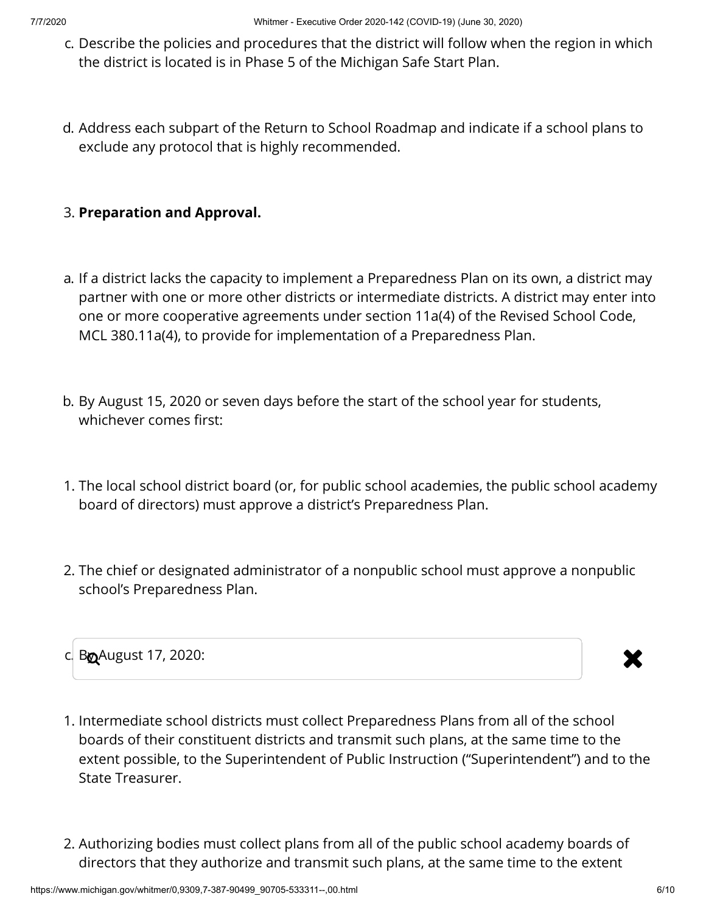c. Describe the policies and procedures that the district will follow when the region in which the district is located is in Phase 5 of the Michigan Safe Start Plan.

d. Address each subpart of the Return to School Roadmap and indicate if a school plans to exclude any protocol that is highly recommended.

3. **Preparation and Approval.**

a. If a district lacks the capacity to implement a Preparedness Plan on its own, a district may partner with one or more other districts or intermediate districts. A district may enter into one or more cooperative agreements under section 11a(4) of the Revised School Code, MCL 380.11a(4), to provide for implementation of a Preparedness Plan.

b. By August 15, 2020 or seven days before the start of the school year for students, whichever comes first:

1. The local school district board (or, for public school academies, the public school academy board of directors) must approve a district's Preparedness Plan.

2. The chief or designated administrator of a nonpublic school must approve a nonpublic school's Preparedness Plan.

c. By August 17, 2020:

1. Intermediate school districts must collect Preparedness Plans from all of the school boards of their constituent districts and transmit such plans, at the same time to the extent possible, to the Superintendent of Public Instruction ("Superintendent") and to the State Treasurer.

2. Authorizing bodies must collect plans from all of the public school academy boards of directors that they authorize and transmit such plans, at the same time to the extent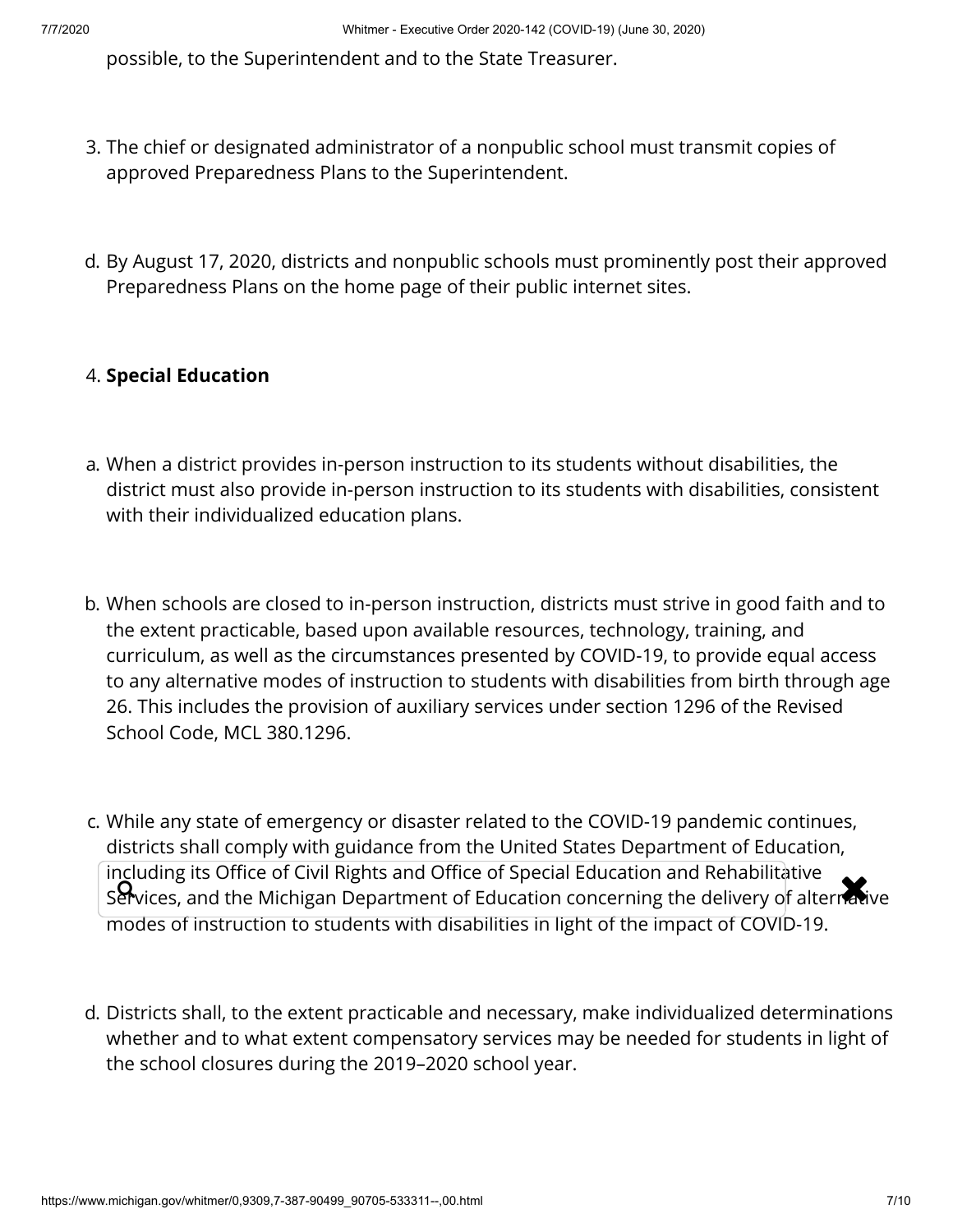possible, to the Superintendent and to the State Treasurer.

3. The chief or designated administrator of a nonpublic school must transmit copies of approved Preparedness Plans to the Superintendent.

d. By August 17, 2020, districts and nonpublic schools must prominently post their approved Preparedness Plans on the home page of their public internet sites.

4. **Special Education**

a. When a district provides in-person instruction to its students without disabilities, the district must also provide in-person instruction to its students with disabilities, consistent with their individualized education plans.

b. When schools are closed to in-person instruction, districts must strive in good faith and to the extent practicable, based upon available resources, technology, training, and curriculum, as well as the circumstances presented by COVID-19, to provide equal access to any alternative modes of instruction to students with disabilities from birth through age 26. This includes the provision of auxiliary services under section 1296 of the Revised School Code, MCL 380.1296.

c. While any state of emergency or disaster related to the COVID-19 pandemic continues, districts shall comply with guidance from the United States Department of Education, including its Office of Civil Rights and Office of Special Education and Rehabilitative Services, and the Michigan Department of Education concerning the delivery of alternative modes of instruction to students with disabilities in light of the impact of COVID-19.

d. Districts shall, to the extent practicable and necessary, make individualized determinations whether and to what extent compensatory services may be needed for students in light of the school closures during the 2019–2020 school year.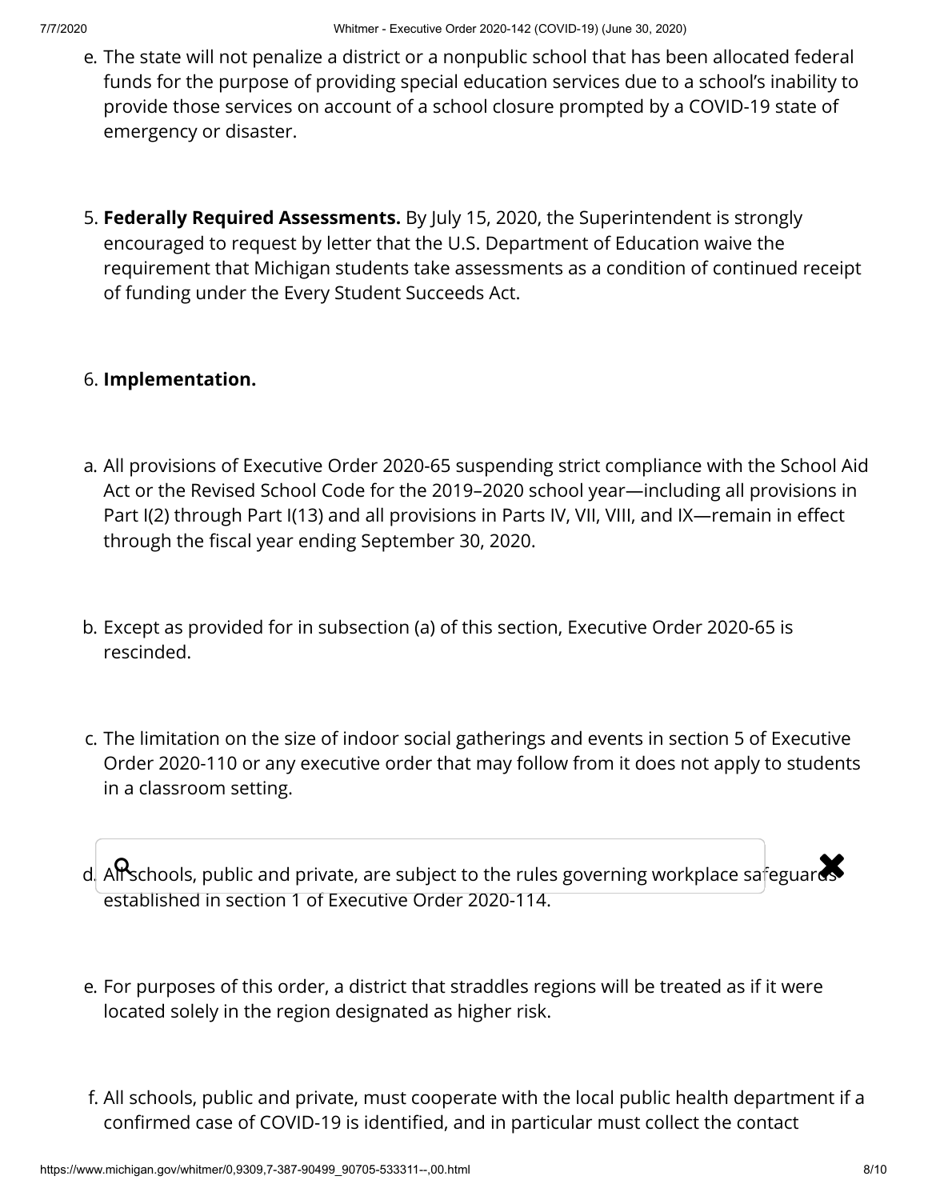e. The state will not penalize a district or a nonpublic school that has been allocated federal funds for the purpose of providing special education services due to a school's inability to provide those services on account of a school closure prompted by a COVID-19 state of emergency or disaster.

5. **Federally Required Assessments.** By July 15, 2020, the Superintendent is strongly encouraged to request by letter that the U.S. Department of Education waive the requirement that Michigan students take assessments as a condition of continued receipt of funding under the Every Student Succeeds Act.

6. **Implementation.**

a. All provisions of Executive Order 2020-65 suspending strict compliance with the School Aid Act or the Revised School Code for the 2019–2020 school year—including all provisions in Part I(2) through Part I(13) and all provisions in Parts IV, VII, VIII, and IX—remain in effect through the fiscal year ending September 30, 2020.

b. Except as provided for in subsection (a) of this section, Executive Order 2020-65 is rescinded.

c. The limitation on the size of indoor social gatherings and events in section 5 of Executive Order 2020-110 or any executive order that may follow from it does not apply to students in a classroom setting.

d. All schools, public and private, are subject to the rules governing workplace safeguards established in section 1 of Executive Order 2020-114.

e. For purposes of this order, a district that straddles regions will be treated as if it were located solely in the region designated as higher risk.

f. All schools, public and private, must cooperate with the local public health department if a confirmed case of COVID-19 is identified, and in particular must collect the contact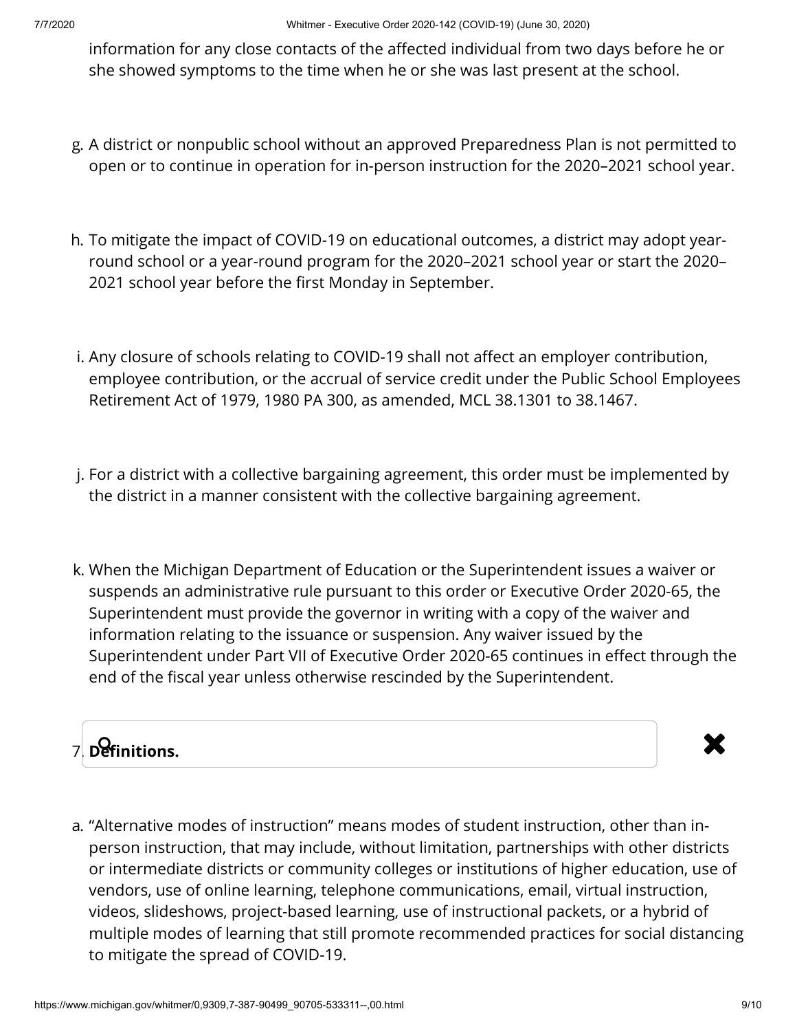information for any close contacts of the affected individual from two days before he or she showed symptoms to the time when he or she was last present at the school.

g. A district or nonpublic school without an approved Preparedness Plan is not permitted to open or to continue in operation for in-person instruction for the 2020–2021 school year.

h. To mitigate the impact of COVID-19 on educational outcomes, a district may adopt year-round school or a year-round program for the 2020–2021 school year or start the 2020–2021 school year before the first Monday in September.

i. Any closure of schools relating to COVID-19 shall not affect an employer contribution, employee contribution, or the accrual of service credit under the Public School Employees Retirement Act of 1979, 1980 PA 300, as amended, MCL 38.1301 to 38.1467.

j. For a district with a collective bargaining agreement, this order must be implemented by the district in a manner consistent with the collective bargaining agreement.

k. When the Michigan Department of Education or the Superintendent issues a waiver or suspends an administrative rule pursuant to this order or Executive Order 2020-65, the Superintendent must provide the governor in writing with a copy of the waiver and information relating to the issuance or suspension. Any waiver issued by the Superintendent under Part VII of Executive Order 2020-65 continues in effect through the end of the fiscal year unless otherwise rescinded by the Superintendent.

7. **Definitions.**

a. "Alternative modes of instruction" means modes of student instruction, other than in-person instruction, that may include, without limitation, partnerships with other districts or intermediate districts or community colleges or institutions of higher education, use of vendors, use of online learning, telephone communications, email, virtual instruction, videos, slideshows, project-based learning, use of instructional packets, or a hybrid of multiple modes of learning that still promote recommended practices for social distancing to mitigate the spread of COVID-19.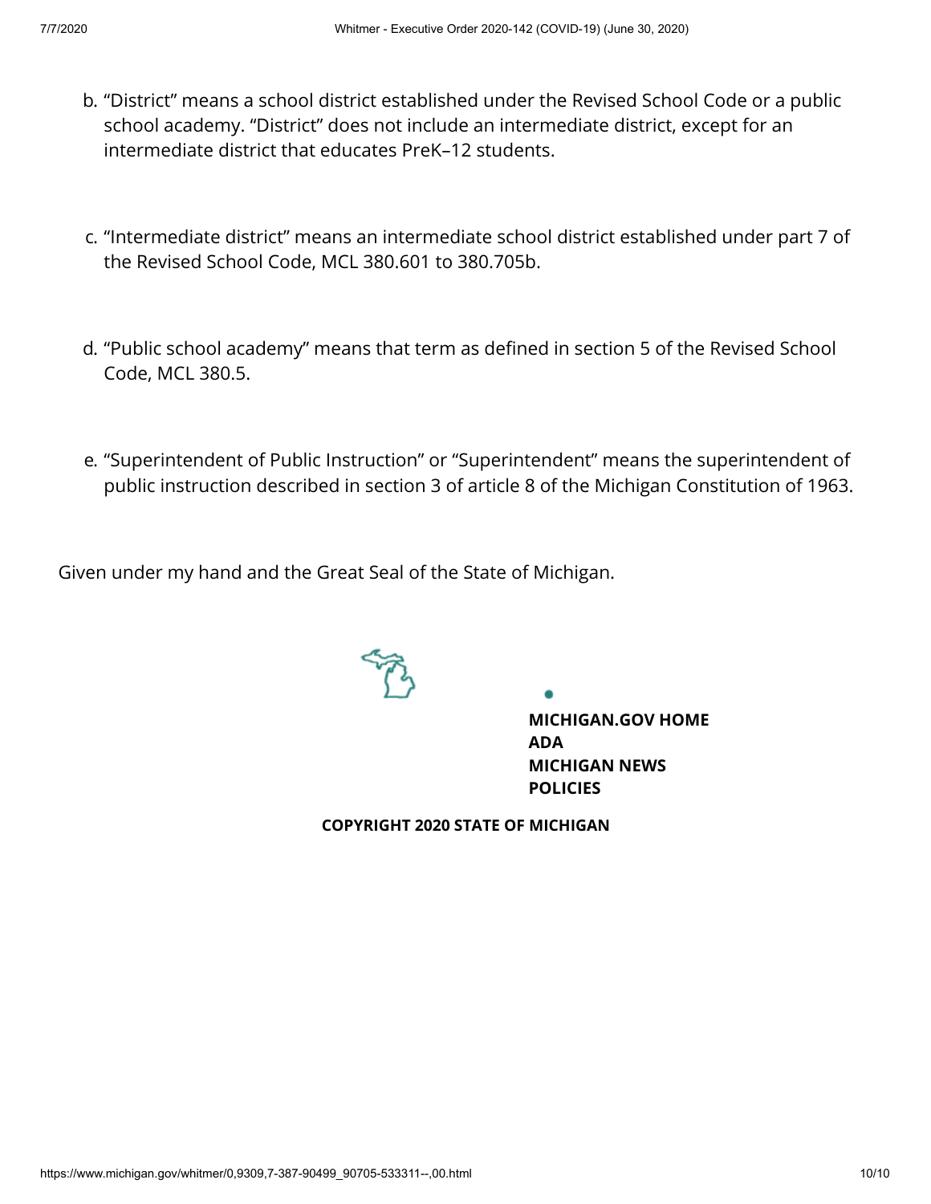b. "District" means a school district established under the Revised School Code or a public school academy. "District" does not include an intermediate district, except for an intermediate district that educates PreK–12 students.

c. "Intermediate district" means an intermediate school district established under part 7 of the Revised School Code, MCL 380.601 to 380.705b.

d. "Public school academy" means that term as defined in section 5 of the Revised School Code, MCL 380.5.

e. "Superintendent of Public Instruction" or "Superintendent" means the superintendent of public instruction described in section 3 of article 8 of the Michigan Constitution of 1963.

Given under my hand and the Great Seal of the State of Michigan.

**MICHIGAN.GOV HOME**
**ADA**
**MICHIGAN NEWS**
**POLICIES**

**COPYRIGHT 2020 STATE OF MICHIGAN**